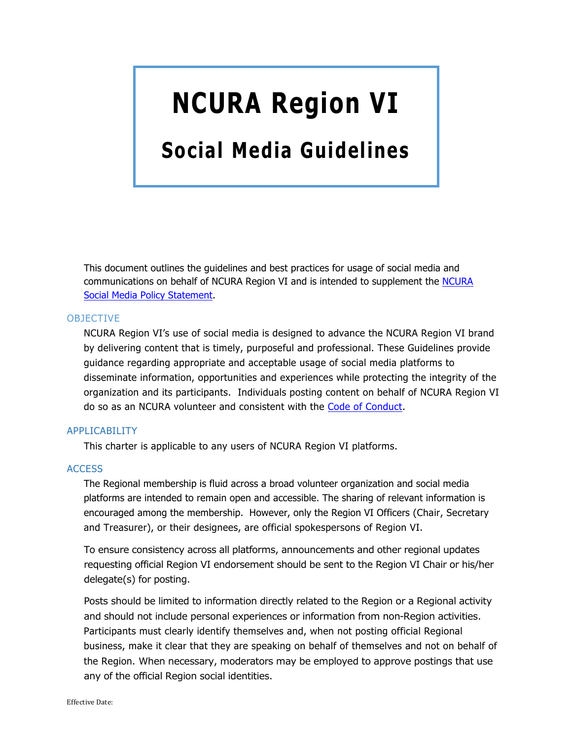# NCURA Region VI

## Social Media Guidelines

This document outlines the guidelines and best practices for usage of social media and communications on behalf of NCURA Region VI and is intended to supplement the [NCURA Social Media Policy Statement](#).

### OBJECTIVE

NCURA Region VI's use of social media is designed to advance the NCURA Region VI brand by delivering content that is timely, purposeful and professional. These Guidelines provide guidance regarding appropriate and acceptable usage of social media platforms to disseminate information, opportunities and experiences while protecting the integrity of the organization and its participants. Individuals posting content on behalf of NCURA Region VI do so as an NCURA volunteer and consistent with the [Code of Conduct](#).

### APPLICABILITY

This charter is applicable to any users of NCURA Region VI platforms.

### ACCESS

The Regional membership is fluid across a broad volunteer organization and social media platforms are intended to remain open and accessible. The sharing of relevant information is encouraged among the membership. However, only the Region VI Officers (Chair, Secretary and Treasurer), or their designees, are official spokespersons of Region VI.

To ensure consistency across all platforms, announcements and other regional updates requesting official Region VI endorsement should be sent to the Region VI Chair or his/her delegate(s) for posting.

Posts should be limited to information directly related to the Region or a Regional activity and should not include personal experiences or information from non-Region activities. Participants must clearly identify themselves and, when not posting official Regional business, make it clear that they are speaking on behalf of themselves and not on behalf of the Region. When necessary, moderators may be employed to approve postings that use any of the official Region social identities.

Effective Date: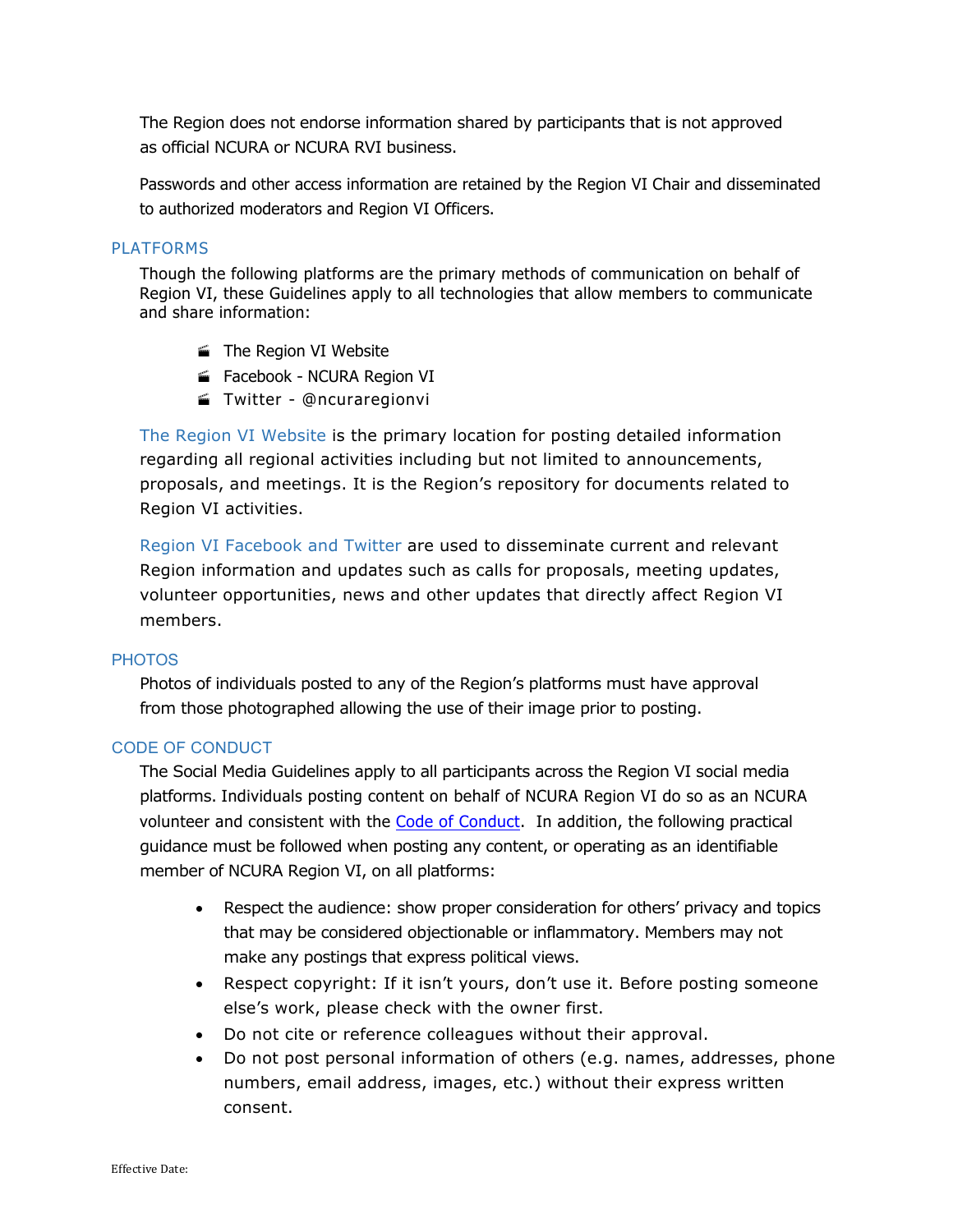The Region does not endorse information shared by participants that is not approved as official NCURA or NCURA RVI business.

Passwords and other access information are retained by the Region VI Chair and disseminated to authorized moderators and Region VI Officers.

## PLATFORMS

Though the following platforms are the primary methods of communication on behalf of Region VI, these Guidelines apply to all technologies that allow members to communicate and share information:

- The Region VI Website
- Facebook - NCURA Region VI
- Twitter - @ncuraregionvi

The Region VI Website is the primary location for posting detailed information regarding all regional activities including but not limited to announcements, proposals, and meetings. It is the Region's repository for documents related to Region VI activities.

Region VI Facebook and Twitter are used to disseminate current and relevant Region information and updates such as calls for proposals, meeting updates, volunteer opportunities, news and other updates that directly affect Region VI members.

## PHOTOS

Photos of individuals posted to any of the Region's platforms must have approval from those photographed allowing the use of their image prior to posting.

## CODE OF CONDUCT

The Social Media Guidelines apply to all participants across the Region VI social media platforms. Individuals posting content on behalf of NCURA Region VI do so as an NCURA volunteer and consistent with the Code of Conduct. In addition, the following practical guidance must be followed when posting any content, or operating as an identifiable member of NCURA Region VI, on all platforms:

- Respect the audience: show proper consideration for others' privacy and topics that may be considered objectionable or inflammatory. Members may not make any postings that express political views.
- Respect copyright: If it isn't yours, don't use it. Before posting someone else's work, please check with the owner first.
- Do not cite or reference colleagues without their approval.
- Do not post personal information of others (e.g. names, addresses, phone numbers, email address, images, etc.) without their express written consent.

Effective Date: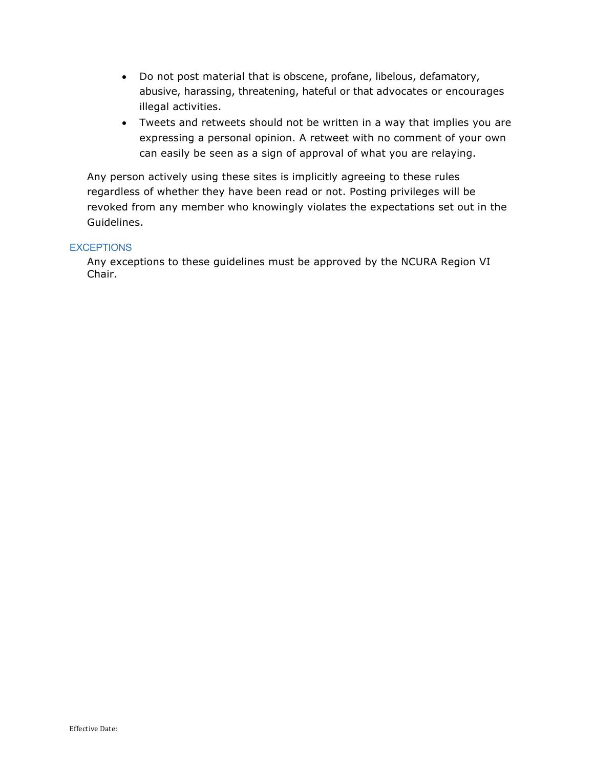- Do not post material that is obscene, profane, libelous, defamatory, abusive, harassing, threatening, hateful or that advocates or encourages illegal activities.
- Tweets and retweets should not be written in a way that implies you are expressing a personal opinion. A retweet with no comment of your own can easily be seen as a sign of approval of what you are relaying.

Any person actively using these sites is implicitly agreeing to these rules regardless of whether they have been read or not. Posting privileges will be revoked from any member who knowingly violates the expectations set out in the Guidelines.

## EXCEPTIONS

Any exceptions to these guidelines must be approved by the NCURA Region VI Chair.

Effective Date: